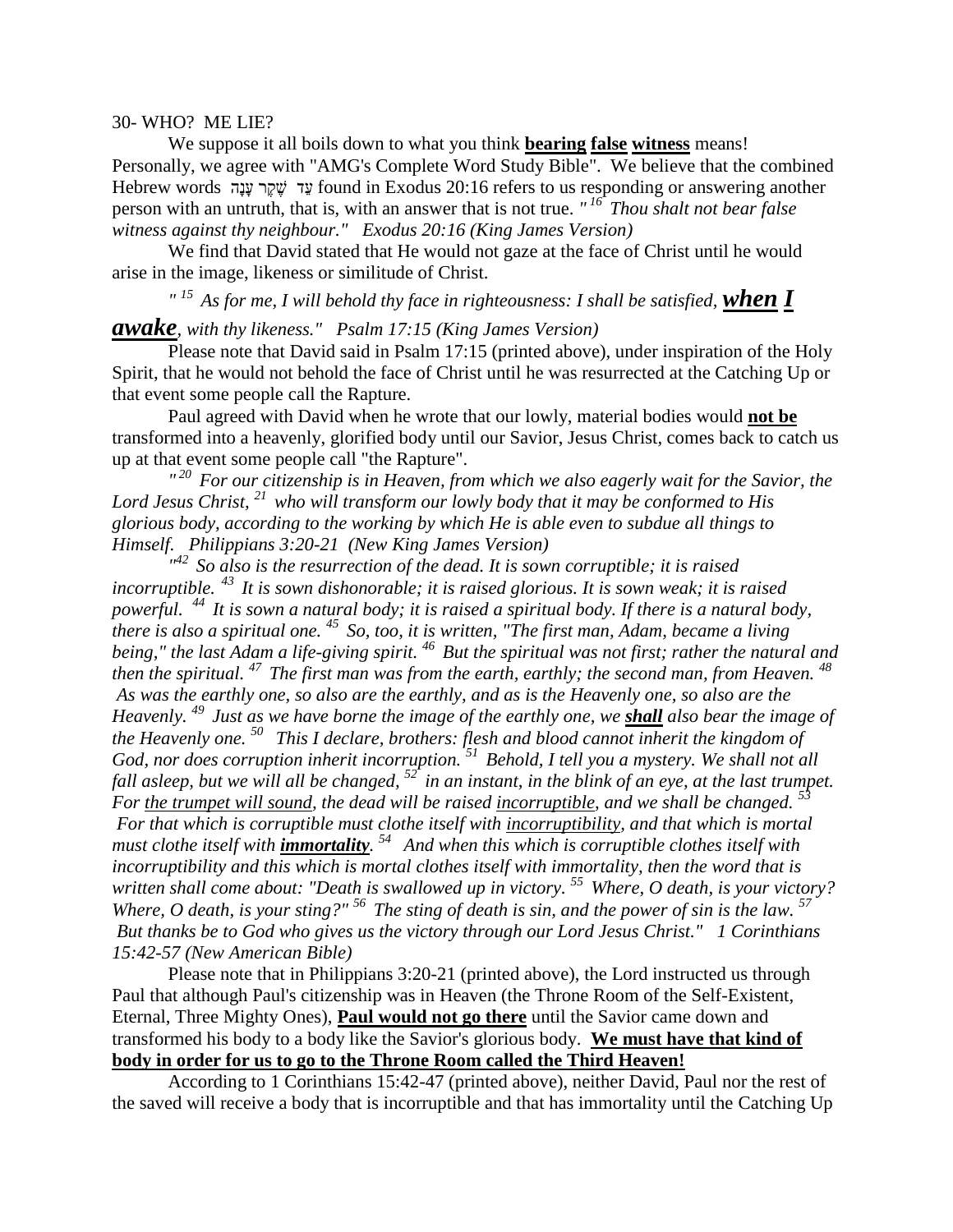30- WHO? ME LIE?

We suppose it all boils down to what you think **bearing false witness** means! Personally, we agree with "AMG's Complete Word Study Bible". We believe that the combined Hebrew words עֵד שֶׁקֶר עָנָה found in Exodus 20:16 refers to us responding or answering another person with an untruth, that is, with an answer that is not true. *"[16] Thou shalt not bear false witness against thy neighbour." Exodus 20:16 (King James Version)*

We find that David stated that He would not gaze at the face of Christ until he would arise in the image, likeness or similitude of Christ.

*"[15] As for me, I will behold thy face in righteousness: I shall be satisfied,* ***when I awake****, with thy likeness." Psalm 17:15 (King James Version)*

Please note that David said in Psalm 17:15 (printed above), under inspiration of the Holy Spirit, that he would not behold the face of Christ until he was resurrected at the Catching Up or that event some people call the Rapture.

Paul agreed with David when he wrote that our lowly, material bodies would **not be** transformed into a heavenly, glorified body until our Savior, Jesus Christ, comes back to catch us up at that event some people call "the Rapture".

*"[20] For our citizenship is in Heaven, from which we also eagerly wait for the Savior, the Lord Jesus Christ, [21] who will transform our lowly body that it may be conformed to His glorious body, according to the working by which He is able even to subdue all things to Himself. Philippians 3:20-21 (New King James Version)*

*"[42] So also is the resurrection of the dead. It is sown corruptible; it is raised incorruptible. [43] It is sown dishonorable; it is raised glorious. It is sown weak; it is raised powerful. [44] It is sown a natural body; it is raised a spiritual body. If there is a natural body, there is also a spiritual one. [45] So, too, it is written, "The first man, Adam, became a living being," the last Adam a life-giving spirit. [46] But the spiritual was not first; rather the natural and then the spiritual. [47] The first man was from the earth, earthly; the second man, from Heaven. [48] As was the earthly one, so also are the earthly, and as is the Heavenly one, so also are the Heavenly. [49] Just as we have borne the image of the earthly one, we* ***shall*** *also bear the image of the Heavenly one. [50] This I declare, brothers: flesh and blood cannot inherit the kingdom of God, nor does corruption inherit incorruption. [51] Behold, I tell you a mystery. We shall not all fall asleep, but we will all be changed, [52] in an instant, in the blink of an eye, at the last trumpet. For the trumpet will sound, the dead will be raised incorruptible, and we shall be changed. [53] For that which is corruptible must clothe itself with incorruptibility, and that which is mortal must clothe itself with* ***immortality****. [54] And when this which is corruptible clothes itself with incorruptibility and this which is mortal clothes itself with immortality, then the word that is written shall come about: "Death is swallowed up in victory. [55] Where, O death, is your victory? Where, O death, is your sting?" [56] The sting of death is sin, and the power of sin is the law. [57] But thanks be to God who gives us the victory through our Lord Jesus Christ." 1 Corinthians 15:42-57 (New American Bible)*

Please note that in Philippians 3:20-21 (printed above), the Lord instructed us through Paul that although Paul's citizenship was in Heaven (the Throne Room of the Self-Existent, Eternal, Three Mighty Ones), **Paul would not go there** until the Savior came down and transformed his body to a body like the Savior's glorious body. **We must have that kind of body in order for us to go to the Throne Room called the Third Heaven!**

According to 1 Corinthians 15:42-47 (printed above), neither David, Paul nor the rest of the saved will receive a body that is incorruptible and that has immortality until the Catching Up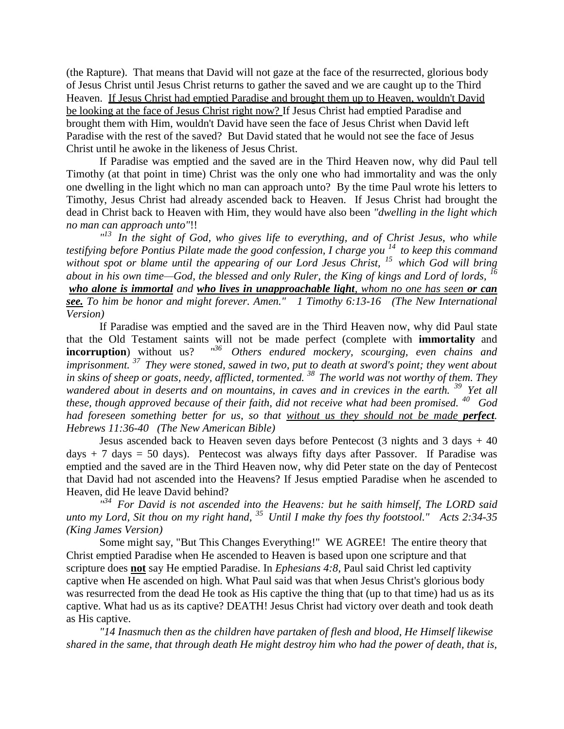(the Rapture). That means that David will not gaze at the face of the resurrected, glorious body of Jesus Christ until Jesus Christ returns to gather the saved and we are caught up to the Third Heaven. <u>If Jesus Christ had emptied Paradise and brought them up to Heaven, wouldn't David be looking at the face of Jesus Christ right now?</u> If Jesus Christ had emptied Paradise and brought them with Him, wouldn't David have seen the face of Jesus Christ when David left Paradise with the rest of the saved? But David stated that he would not see the face of Jesus Christ until he awoke in the likeness of Jesus Christ.

If Paradise was emptied and the saved are in the Third Heaven now, why did Paul tell Timothy (at that point in time) Christ was the only one who had immortality and was the only one dwelling in the light which no man can approach unto? By the time Paul wrote his letters to Timothy, Jesus Christ had already ascended back to Heaven. If Jesus Christ had brought the dead in Christ back to Heaven with Him, they would have also been *"dwelling in the light which no man can approach unto"*!!

*"[13] In the sight of God, who gives life to everything, and of Christ Jesus, who while testifying before Pontius Pilate made the good confession, I charge you [14] to keep this command without spot or blame until the appearing of our Lord Jesus Christ, [15] which God will bring about in his own time—God, the blessed and only Ruler, the King of kings and Lord of lords, [16] **<u>who alone is immortal</u>** and **<u>who lives in unapproachable light</u>**, <u>whom no one has seen **or can see.**</u> To him be honor and might forever. Amen." 1 Timothy 6:13-16 (The New International Version)*

If Paradise was emptied and the saved are in the Third Heaven now, why did Paul state that the Old Testament saints will not be made perfect (complete with **immortality** and **incorruption**) without us? *"[36] Others endured mockery, scourging, even chains and imprisonment. [37] They were stoned, sawed in two, put to death at sword's point; they went about in skins of sheep or goats, needy, afflicted, tormented. [38] The world was not worthy of them. They wandered about in deserts and on mountains, in caves and in crevices in the earth. [39] Yet all these, though approved because of their faith, did not receive what had been promised. [40] God had foreseen something better for us, so that <u>without us they should not be made **perfect**</u>. Hebrews 11:36-40 (The New American Bible)*

Jesus ascended back to Heaven seven days before Pentecost (3 nights and 3 days + 40 days + 7 days = 50 days). Pentecost was always fifty days after Passover. If Paradise was emptied and the saved are in the Third Heaven now, why did Peter state on the day of Pentecost that David had not ascended into the Heavens? If Jesus emptied Paradise when he ascended to Heaven, did He leave David behind?

*"[34] For David is not ascended into the Heavens: but he saith himself, The LORD said unto my Lord, Sit thou on my right hand, [35] Until I make thy foes thy footstool." Acts 2:34-35 (King James Version)*

Some might say, "But This Changes Everything!" WE AGREE! The entire theory that Christ emptied Paradise when He ascended to Heaven is based upon one scripture and that scripture does **<u>not</u>** say He emptied Paradise. In *Ephesians 4:8*, Paul said Christ led captivity captive when He ascended on high. What Paul said was that when Jesus Christ's glorious body was resurrected from the dead He took as His captive the thing that (up to that time) had us as its captive. What had us as its captive? DEATH! Jesus Christ had victory over death and took death as His captive.

*"14 Inasmuch then as the children have partaken of flesh and blood, He Himself likewise shared in the same, that through death He might destroy him who had the power of death, that is,*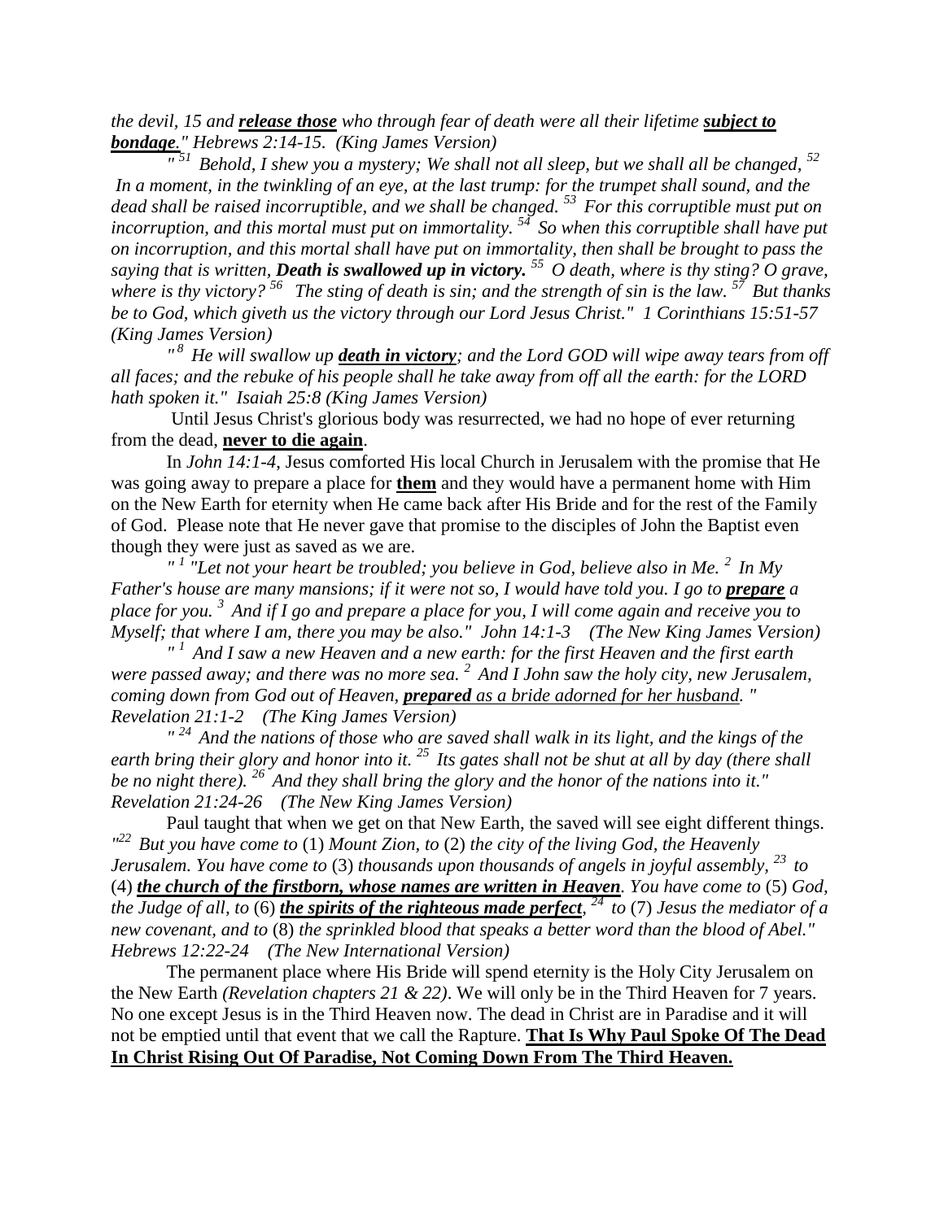*the devil, 15 and* ***release those*** *who through fear of death were all their lifetime* ***subject to bondage****." Hebrews 2:14-15. (King James Version)*

*"[51] Behold, I shew you a mystery; We shall not all sleep, but we shall all be changed, [52] In a moment, in the twinkling of an eye, at the last trump: for the trumpet shall sound, and the dead shall be raised incorruptible, and we shall be changed. [53] For this corruptible must put on incorruption, and this mortal must put on immortality. [54] So when this corruptible shall have put on incorruption, and this mortal shall have put on immortality, then shall be brought to pass the saying that is written,* ***Death is swallowed up in victory.*** *[55] O death, where is thy sting? O grave, where is thy victory? [56] The sting of death is sin; and the strength of sin is the law. [57] But thanks be to God, which giveth us the victory through our Lord Jesus Christ." 1 Corinthians 15:51-57 (King James Version)*

*"[8] He will swallow up* ***death in victory****; and the Lord GOD will wipe away tears from off all faces; and the rebuke of his people shall he take away from off all the earth: for the LORD hath spoken it." Isaiah 25:8 (King James Version)*

Until Jesus Christ's glorious body was resurrected, we had no hope of ever returning from the dead, **never to die again**.

In *John 14:1-4,* Jesus comforted His local Church in Jerusalem with the promise that He was going away to prepare a place for **them** and they would have a permanent home with Him on the New Earth for eternity when He came back after His Bride and for the rest of the Family of God. Please note that He never gave that promise to the disciples of John the Baptist even though they were just as saved as we are.

*"[1] "Let not your heart be troubled; you believe in God, believe also in Me. [2] In My Father's house are many mansions; if it were not so, I would have told you. I go to* ***prepare*** *a place for you. [3] And if I go and prepare a place for you, I will come again and receive you to Myself; that where I am, there you may be also." John 14:1-3 (The New King James Version)*

*"[1] And I saw a new Heaven and a new earth: for the first Heaven and the first earth were passed away; and there was no more sea. [2] And I John saw the holy city, new Jerusalem, coming down from God out of Heaven,* ***prepared*** *as a bride adorned for her husband." Revelation 21:1-2 (The King James Version)*

*"[24] And the nations of those who are saved shall walk in its light, and the kings of the earth bring their glory and honor into it. [25] Its gates shall not be shut at all by day (there shall be no night there). [26] And they shall bring the glory and the honor of the nations into it." Revelation 21:24-26 (The New King James Version)*

Paul taught that when we get on that New Earth, the saved will see eight different things. *"[22] But you have come to* (1) *Mount Zion, to* (2) *the city of the living God, the Heavenly Jerusalem. You have come to* (3) *thousands upon thousands of angels in joyful assembly, [23] to* (4) ***the church of the firstborn, whose names are written in Heaven****. You have come to* (5) *God, the Judge of all, to* (6) ***the spirits of the righteous made perfect****, [24] to* (7) *Jesus the mediator of a new covenant, and to* (8) *the sprinkled blood that speaks a better word than the blood of Abel." Hebrews 12:22-24 (The New International Version)*

The permanent place where His Bride will spend eternity is the Holy City Jerusalem on the New Earth *(Revelation chapters 21 & 22)*. We will only be in the Third Heaven for 7 years. No one except Jesus is in the Third Heaven now. The dead in Christ are in Paradise and it will not be emptied until that event that we call the Rapture. **That Is Why Paul Spoke Of The Dead In Christ Rising Out Of Paradise, Not Coming Down From The Third Heaven.**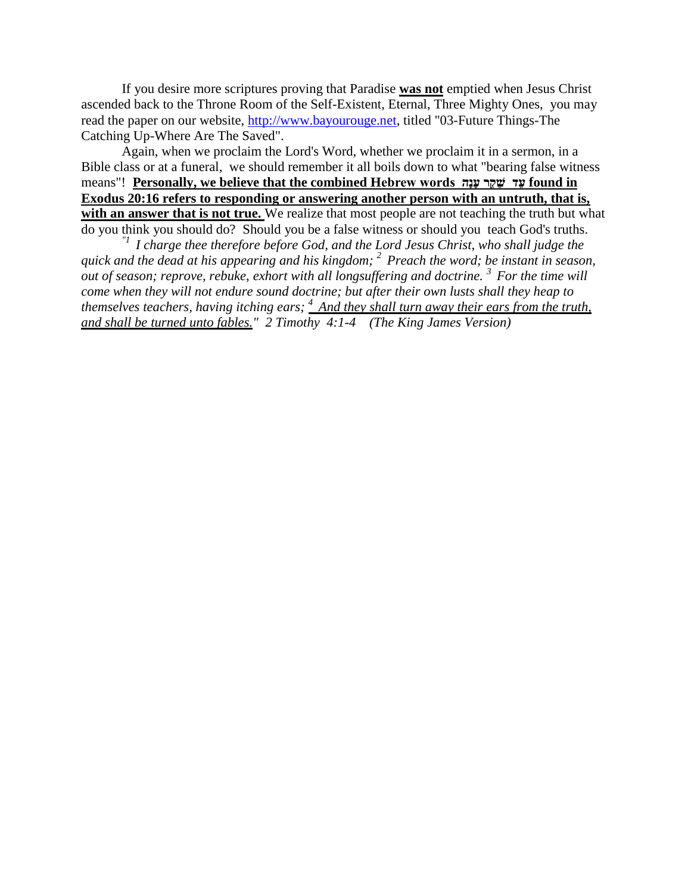If you desire more scriptures proving that Paradise **was not** emptied when Jesus Christ ascended back to the Throne Room of the Self-Existent, Eternal, Three Mighty Ones, you may read the paper on our website, http://www.bayourouge.net, titled "03-Future Things-The Catching Up-Where Are The Saved".

Again, when we proclaim the Lord's Word, whether we proclaim it in a sermon, in a Bible class or at a funeral, we should remember it all boils down to what "bearing false witness means"! **Personally, we believe that the combined Hebrew words עָנָה שָׁקֶר עֵד found in Exodus 20:16 refers to responding or answering another person with an untruth, that is, with an answer that is not true.** We realize that most people are not teaching the truth but what do you think you should do? Should you be a false witness or should you teach God's truths.

*"[1] I charge thee therefore before God, and the Lord Jesus Christ, who shall judge the quick and the dead at his appearing and his kingdom; [2] Preach the word; be instant in season, out of season; reprove, rebuke, exhort with all longsuffering and doctrine. [3] For the time will come when they will not endure sound doctrine; but after their own lusts shall they heap to themselves teachers, having itching ears; [4] And they shall turn away their ears from the truth, and shall be turned unto fables." 2 Timothy 4:1-4 (The King James Version)*